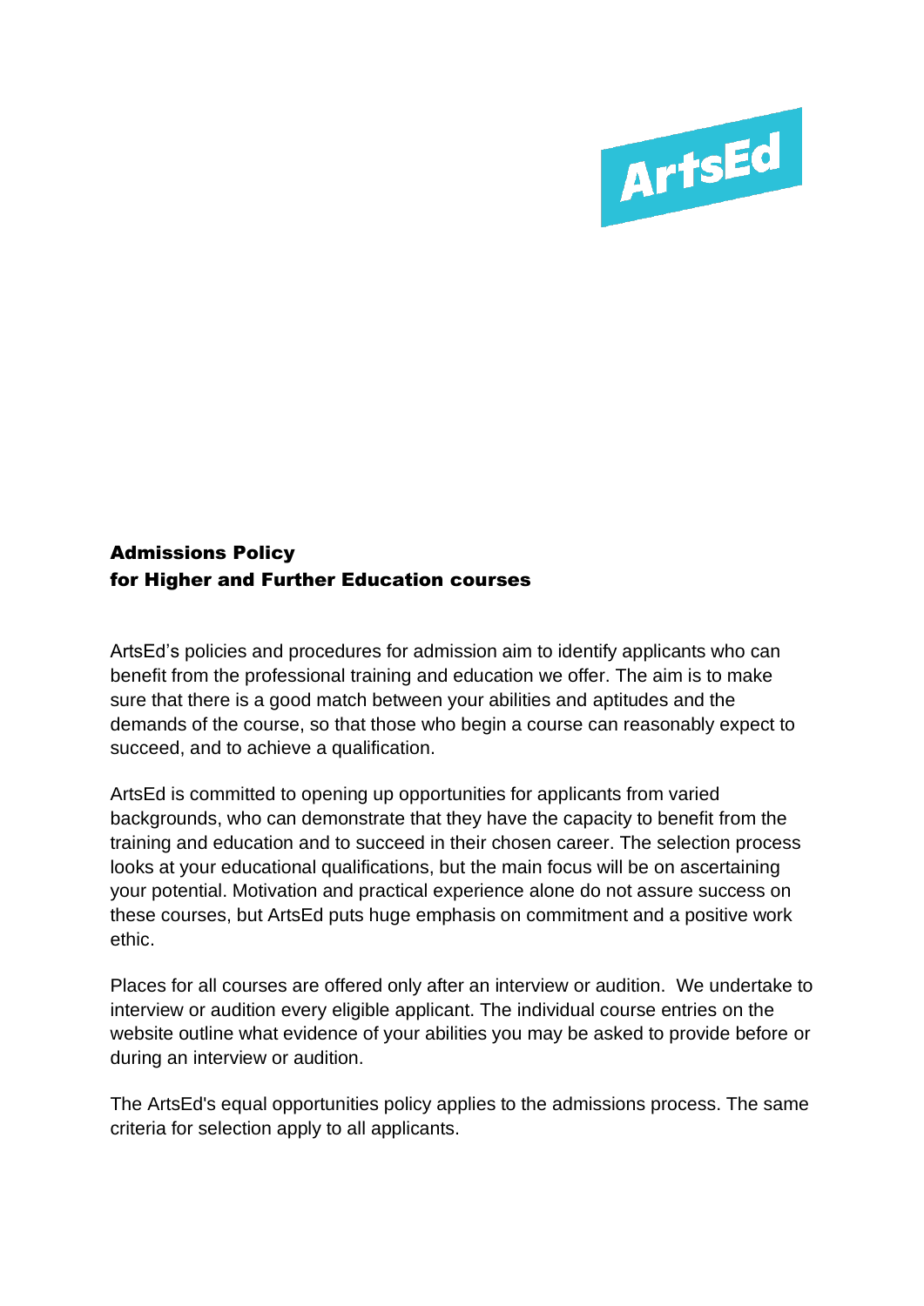ArtsEd

# Admissions Policy for Higher and Further Education courses

ArtsEd's policies and procedures for admission aim to identify applicants who can benefit from the professional training and education we offer. The aim is to make sure that there is a good match between your abilities and aptitudes and the demands of the course, so that those who begin a course can reasonably expect to succeed, and to achieve a qualification.

ArtsEd is committed to opening up opportunities for applicants from varied backgrounds, who can demonstrate that they have the capacity to benefit from the training and education and to succeed in their chosen career. The selection process looks at your educational qualifications, but the main focus will be on ascertaining your potential. Motivation and practical experience alone do not assure success on these courses, but ArtsEd puts huge emphasis on commitment and a positive work ethic.

Places for all courses are offered only after an interview or audition. We undertake to interview or audition every eligible applicant. The individual course entries on the website outline what evidence of your abilities you may be asked to provide before or during an interview or audition.

The ArtsEd's equal opportunities policy applies to the admissions process. The same criteria for selection apply to all applicants.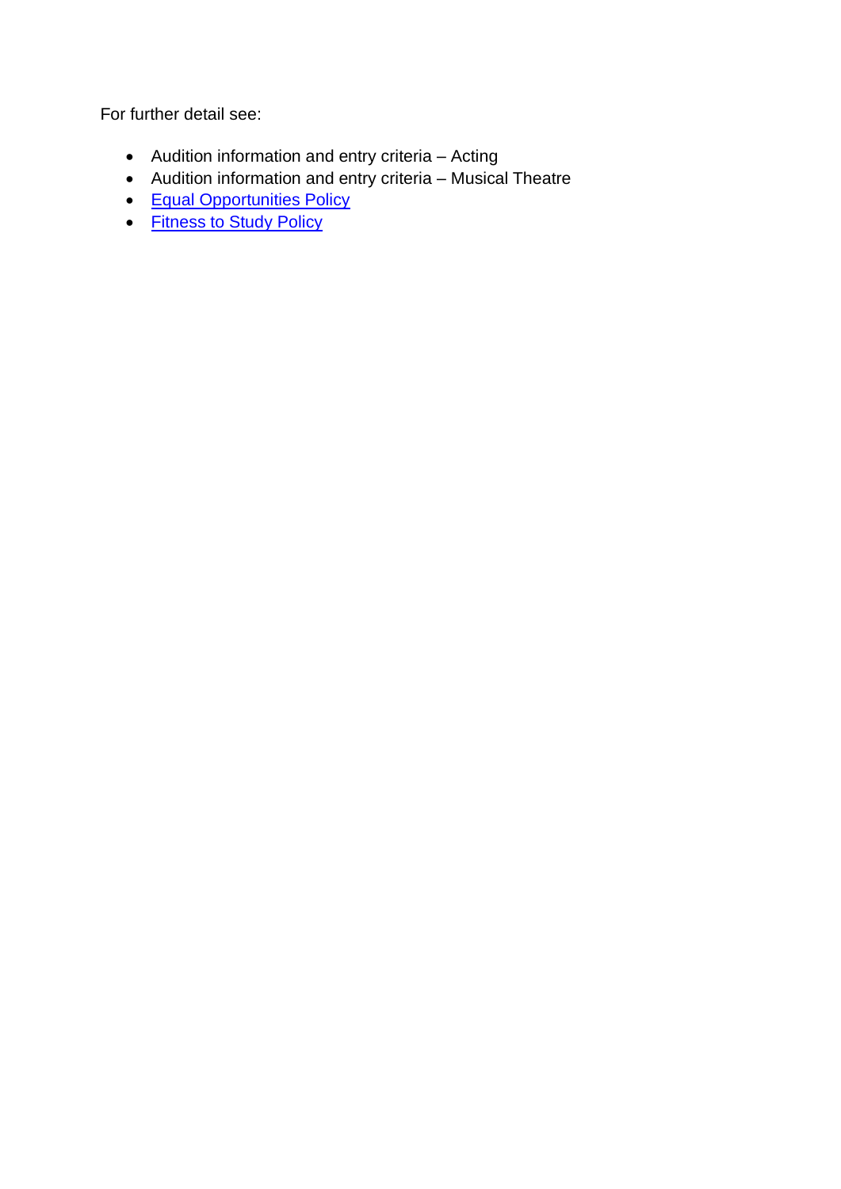For further detail see:

- Audition information and entry criteria – Acting
- Audition information and entry criteria – Musical Theatre
- Equal Opportunities Policy
- Fitness to Study Policy